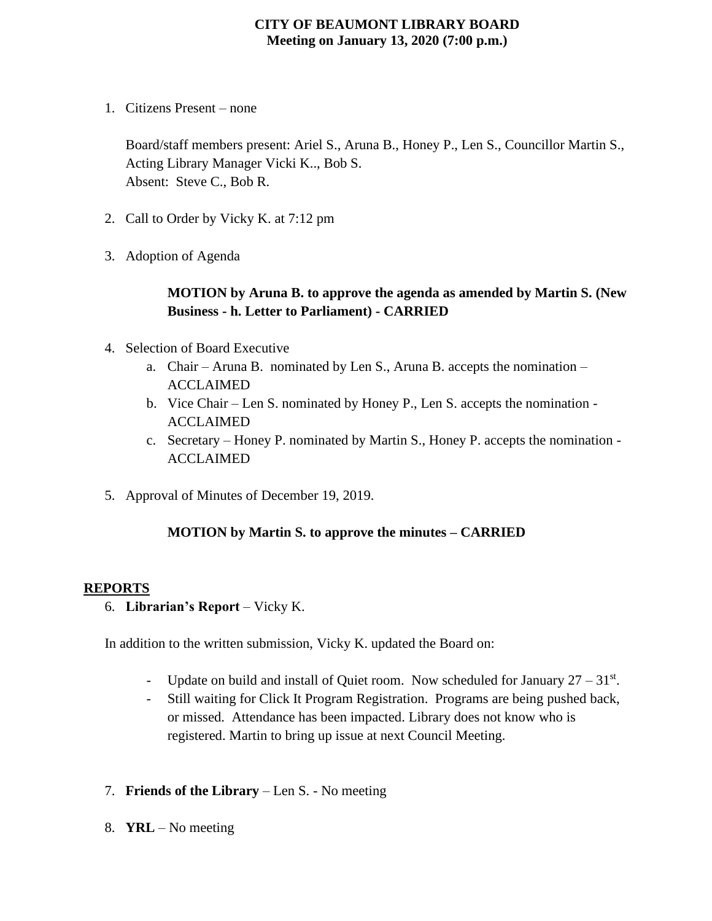# CITY OF BEAUMONT LIBRARY BOARD
**Meeting on January 13, 2020 (7:00 p.m.)**

1. Citizens Present – none

   Board/staff members present: Ariel S., Aruna B., Honey P., Len S., Councillor Martin S., Acting Library Manager Vicki K.., Bob S.
   Absent: Steve C., Bob R.

2. Call to Order by Vicky K. at 7:12 pm

3. Adoption of Agenda

   **MOTION by Aruna B. to approve the agenda as amended by Martin S. (New Business - h. Letter to Parliament) - CARRIED**

4. Selection of Board Executive
   a. Chair – Aruna B. nominated by Len S., Aruna B. accepts the nomination – ACCLAIMED
   b. Vice Chair – Len S. nominated by Honey P., Len S. accepts the nomination - ACCLAIMED
   c. Secretary – Honey P. nominated by Martin S., Honey P. accepts the nomination - ACCLAIMED

5. Approval of Minutes of December 19, 2019.

   **MOTION by Martin S. to approve the minutes – CARRIED**

## REPORTS

6. **Librarian's Report** – Vicky K.

In addition to the written submission, Vicky K. updated the Board on:

- Update on build and install of Quiet room. Now scheduled for January 27 – 31st.
- Still waiting for Click It Program Registration. Programs are being pushed back, or missed. Attendance has been impacted. Library does not know who is registered. Martin to bring up issue at next Council Meeting.

7. **Friends of the Library** – Len S. - No meeting

8. **YRL** – No meeting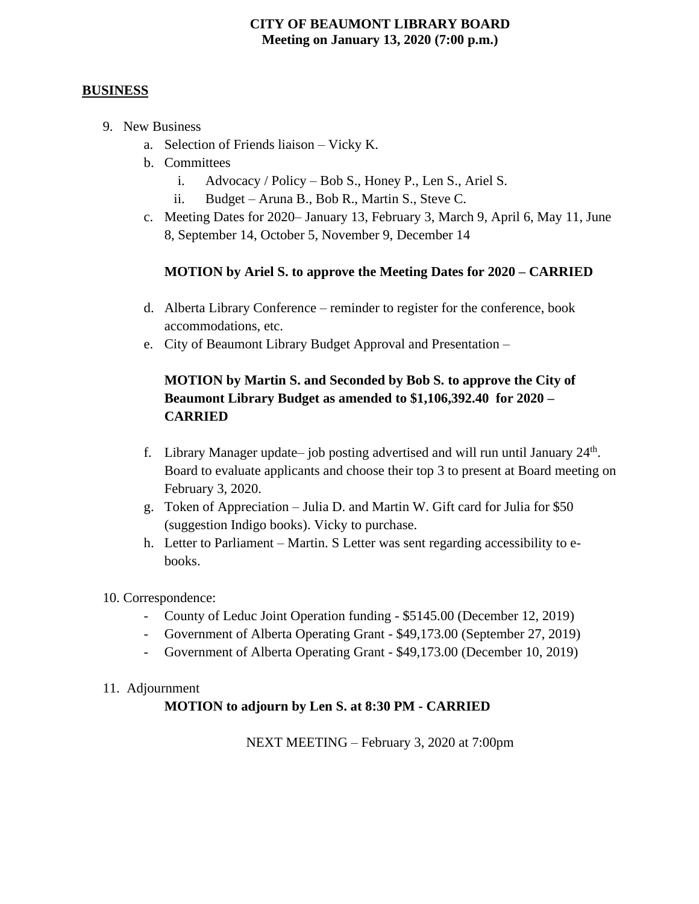**CITY OF BEAUMONT LIBRARY BOARD**
**Meeting on January 13, 2020 (7:00 p.m.)**

## BUSINESS

9. New Business
    a. Selection of Friends liaison – Vicky K.
    b. Committees
        i. Advocacy / Policy – Bob S., Honey P., Len S., Ariel S.
        ii. Budget – Aruna B., Bob R., Martin S., Steve C.
    c. Meeting Dates for 2020– January 13, February 3, March 9, April 6, May 11, June 8, September 14, October 5, November 9, December 14

    **MOTION by Ariel S. to approve the Meeting Dates for 2020 – CARRIED**

    d. Alberta Library Conference – reminder to register for the conference, book accommodations, etc.
    e. City of Beaumont Library Budget Approval and Presentation –

    **MOTION by Martin S. and Seconded by Bob S. to approve the City of Beaumont Library Budget as amended to $1,106,392.40 for 2020 – CARRIED**

    f. Library Manager update– job posting advertised and will run until January 24th. Board to evaluate applicants and choose their top 3 to present at Board meeting on February 3, 2020.
    g. Token of Appreciation – Julia D. and Martin W. Gift card for Julia for $50 (suggestion Indigo books). Vicky to purchase.
    h. Letter to Parliament – Martin. S Letter was sent regarding accessibility to e-books.

10. Correspondence:
    - County of Leduc Joint Operation funding - $5145.00 (December 12, 2019)
    - Government of Alberta Operating Grant - $49,173.00 (September 27, 2019)
    - Government of Alberta Operating Grant - $49,173.00 (December 10, 2019)

11. Adjournment

    **MOTION to adjourn by Len S. at 8:30 PM - CARRIED**

NEXT MEETING – February 3, 2020 at 7:00pm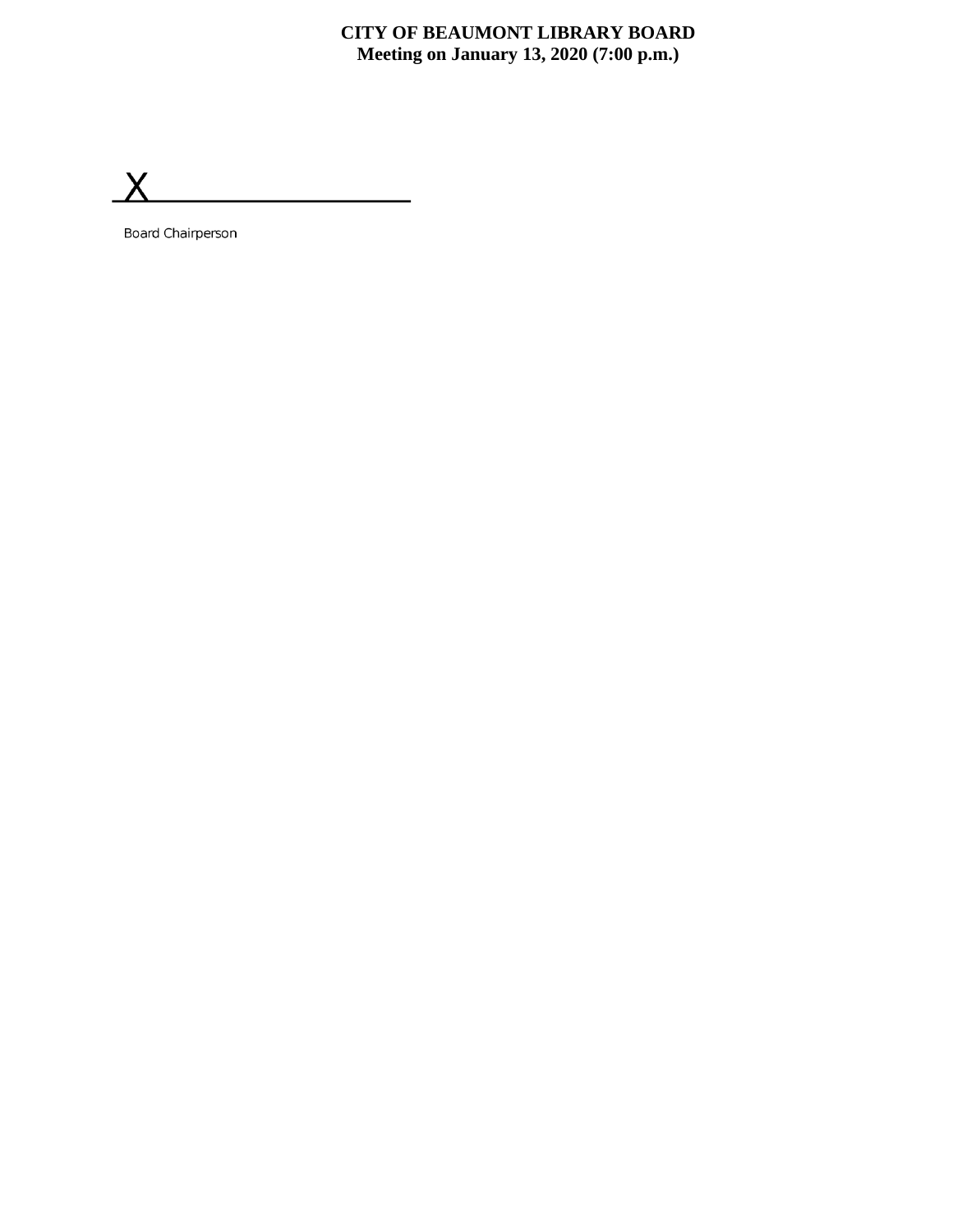**CITY OF BEAUMONT LIBRARY BOARD**
**Meeting on January 13, 2020 (7:00 p.m.)**

X ________________________

Board Chairperson